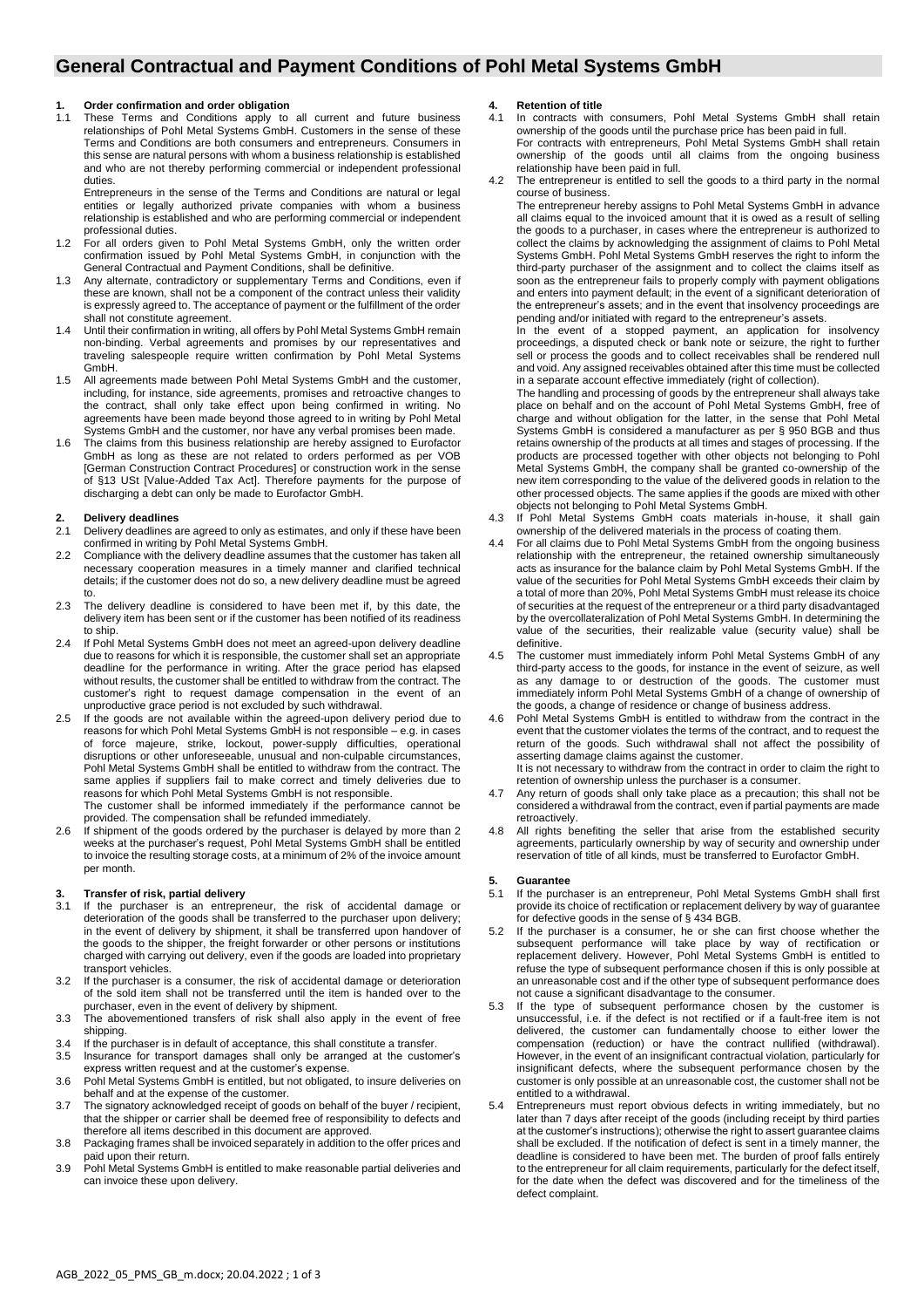# General Contractual and Payment Conditions of Pohl Metal Systems GmbH

## 1. Order confirmation and order obligation

1.1 These Terms and Conditions apply to all current and future business relationships of Pohl Metal Systems GmbH. Customers in the sense of these Terms and Conditions are both consumers and entrepreneurs. Consumers in this sense are natural persons with whom a business relationship is established and who are not thereby performing commercial or independent professional duties.

Entrepreneurs in the sense of the Terms and Conditions are natural or legal entities or legally authorized private companies with whom a business relationship is established and who are performing commercial or independent professional duties.

1.2 For all orders given to Pohl Metal Systems GmbH, only the written order confirmation issued by Pohl Metal Systems GmbH, in conjunction with the General Contractual and Payment Conditions, shall be definitive.

1.3 Any alternate, contradictory or supplementary Terms and Conditions, even if these are known, shall not be a component of the contract unless their validity is expressly agreed to. The acceptance of payment or the fulfillment of the order shall not constitute agreement.

1.4 Until their confirmation in writing, all offers by Pohl Metal Systems GmbH remain non-binding. Verbal agreements and promises by our representatives and traveling salespeople require written confirmation by Pohl Metal Systems GmbH.

1.5 All agreements made between Pohl Metal Systems GmbH and the customer, including, for instance, side agreements, promises and retroactive changes to the contract, shall only take effect upon being confirmed in writing. No agreements have been made beyond those agreed to in writing by Pohl Metal Systems GmbH and the customer, nor have any verbal promises been made.

1.6 The claims from this business relationship are hereby assigned to Eurofactor GmbH as long as these are not related to orders performed as per VOB [German Construction Contract Procedures] or construction work in the sense of §13 USt [Value-Added Tax Act]. Therefore payments for the purpose of discharging a debt can only be made to Eurofactor GmbH.

## 2. Delivery deadlines

2.1 Delivery deadlines are agreed to only as estimates, and only if these have been confirmed in writing by Pohl Metal Systems GmbH.

2.2 Compliance with the delivery deadline assumes that the customer has taken all necessary cooperation measures in a timely manner and clarified technical details; if the customer does not do so, a new delivery deadline must be agreed to.

2.3 The delivery deadline is considered to have been met if, by this date, the delivery item has been sent or if the customer has been notified of its readiness to ship.

2.4 If Pohl Metal Systems GmbH does not meet an agreed-upon delivery deadline due to reasons for which it is responsible, the customer shall set an appropriate deadline for the performance in writing. After the grace period has elapsed without results, the customer shall be entitled to withdraw from the contract. The customer's right to request damage compensation in the event of an unproductive grace period is not excluded by such withdrawal.

2.5 If the goods are not available within the agreed-upon delivery period due to reasons for which Pohl Metal Systems GmbH is not responsible – e.g. in cases of force majeure, strike, lockout, power-supply difficulties, operational disruptions or other unforeseeable, unusual and non-culpable circumstances, Pohl Metal Systems GmbH shall be entitled to withdraw from the contract. The same applies if suppliers fail to make correct and timely deliveries due to reasons for which Pohl Metal Systems GmbH is not responsible.

The customer shall be informed immediately if the performance cannot be provided. The compensation shall be refunded immediately.

2.6 If shipment of the goods ordered by the purchaser is delayed by more than 2 weeks at the purchaser's request, Pohl Metal Systems GmbH shall be entitled to invoice the resulting storage costs, at a minimum of 2% of the invoice amount per month.

## 3. Transfer of risk, partial delivery

3.1 If the purchaser is an entrepreneur, the risk of accidental damage or deterioration of the goods shall be transferred to the purchaser upon delivery; in the event of delivery by shipment, it shall be transferred upon handover of the goods to the shipper, the freight forwarder or other persons or institutions charged with carrying out delivery, even if the goods are loaded into proprietary transport vehicles.

3.2 If the purchaser is a consumer, the risk of accidental damage or deterioration of the sold item shall not be transferred until the item is handed over to the purchaser, even in the event of delivery by shipment.

3.3 The abovementioned transfers of risk shall also apply in the event of free shipping.

3.4 If the purchaser is in default of acceptance, this shall constitute a transfer.

3.5 Insurance for transport damages shall only be arranged at the customer's express written request and at the customer's expense.

3.6 Pohl Metal Systems GmbH is entitled, but not obligated, to insure deliveries on behalf and at the expense of the customer.

3.7 The signatory acknowledged receipt of goods on behalf of the buyer / recipient, that the shipper or carrier shall be deemed free of responsibility to defects and therefore all items described in this document are approved.

3.8 Packaging frames shall be invoiced separately in addition to the offer prices and paid upon their return.

3.9 Pohl Metal Systems GmbH is entitled to make reasonable partial deliveries and can invoice these upon delivery.

## 4. Retention of title

4.1 In contracts with consumers, Pohl Metal Systems GmbH shall retain ownership of the goods until the purchase price has been paid in full.

For contracts with entrepreneurs, Pohl Metal Systems GmbH shall retain ownership of the goods until all claims from the ongoing business relationship have been paid in full.

4.2 The entrepreneur is entitled to sell the goods to a third party in the normal course of business.

The entrepreneur hereby assigns to Pohl Metal Systems GmbH in advance all claims equal to the invoiced amount that it is owed as a result of selling the goods to a purchaser, in cases where the entrepreneur is authorized to collect the claims by acknowledging the assignment of claims to Pohl Metal Systems GmbH. Pohl Metal Systems GmbH reserves the right to inform the third-party purchaser of the assignment and to collect the claims itself as soon as the entrepreneur fails to properly comply with payment obligations and enters into payment default; in the event of a significant deterioration of the entrepreneur's assets; and in the event that insolvency proceedings are pending and/or initiated with regard to the entrepreneur's assets.

In the event of a stopped payment, an application for insolvency proceedings, a disputed check or bank note or seizure, the right to further sell or process the goods and to collect receivables shall be rendered null and void. Any assigned receivables obtained after this time must be collected in a separate account effective immediately (right of collection).

The handling and processing of goods by the entrepreneur shall always take place on behalf and on the account of Pohl Metal Systems GmbH, free of charge and without obligation for the latter, in the sense that Pohl Metal Systems GmbH is considered a manufacturer as per § 950 BGB and thus retains ownership of the products at all times and stages of processing. If the products are processed together with other objects not belonging to Pohl Metal Systems GmbH, the company shall be granted co-ownership of the new item corresponding to the value of the delivered goods in relation to the other processed objects. The same applies if the goods are mixed with other objects not belonging to Pohl Metal Systems GmbH.

4.3 If Pohl Metal Systems GmbH coats materials in-house, it shall gain ownership of the delivered materials in the process of coating them.

4.4 For all claims due to Pohl Metal Systems GmbH from the ongoing business relationship with the entrepreneur, the retained ownership simultaneously acts as insurance for the balance claim by Pohl Metal Systems GmbH. If the value of the securities for Pohl Metal Systems GmbH exceeds their claim by a total of more than 20%, Pohl Metal Systems GmbH must release its choice of securities at the request of the entrepreneur or a third party disadvantaged by the overcollateralization of Pohl Metal Systems GmbH. In determining the value of the securities, their realizable value (security value) shall be definitive.

4.5 The customer must immediately inform Pohl Metal Systems GmbH of any third-party access to the goods, for instance in the event of seizure, as well as any damage to or destruction of the goods. The customer must immediately inform Pohl Metal Systems GmbH of a change of ownership of the goods, a change of residence or change of business address.

4.6 Pohl Metal Systems GmbH is entitled to withdraw from the contract in the event that the customer violates the terms of the contract, and to request the return of the goods. Such withdrawal shall not affect the possibility of asserting damage claims against the customer.

It is not necessary to withdraw from the contract in order to claim the right to retention of ownership unless the purchaser is a consumer.

4.7 Any return of goods shall only take place as a precaution; this shall not be considered a withdrawal from the contract, even if partial payments are made retroactively.

4.8 All rights benefiting the seller that arise from the established security agreements, particularly ownership by way of security and ownership under reservation of title of all kinds, must be transferred to Eurofactor GmbH.

## 5. Guarantee

5.1 If the purchaser is an entrepreneur, Pohl Metal Systems GmbH shall first provide its choice of rectification or replacement delivery by way of guarantee for defective goods in the sense of § 434 BGB.

5.2 If the purchaser is a consumer, he or she can first choose whether the subsequent performance will take place by way of rectification or replacement delivery. However, Pohl Metal Systems GmbH is entitled to refuse the type of subsequent performance chosen if this is only possible at an unreasonable cost and if the other type of subsequent performance does not cause a significant disadvantage to the consumer.

5.3 If the type of subsequent performance chosen by the customer is unsuccessful, i.e. if the defect is not rectified or if a fault-free item is not delivered, the customer can fundamentally choose to either lower the compensation (reduction) or have the contract nullified (withdrawal). However, in the event of an insignificant contractual violation, particularly for insignificant defects, where the subsequent performance chosen by the customer is only possible at an unreasonable cost, the customer shall not be entitled to a withdrawal.

5.4 Entrepreneurs must report obvious defects in writing immediately, but no later than 7 days after receipt of the goods (including receipt by third parties at the customer's instructions); otherwise the right to assert guarantee claims shall be excluded. If the notification of defect is sent in a timely manner, the deadline is considered to have been met. The burden of proof falls entirely to the entrepreneur for all claim requirements, particularly for the defect itself, for the date when the defect was discovered and for the timeliness of the defect complaint.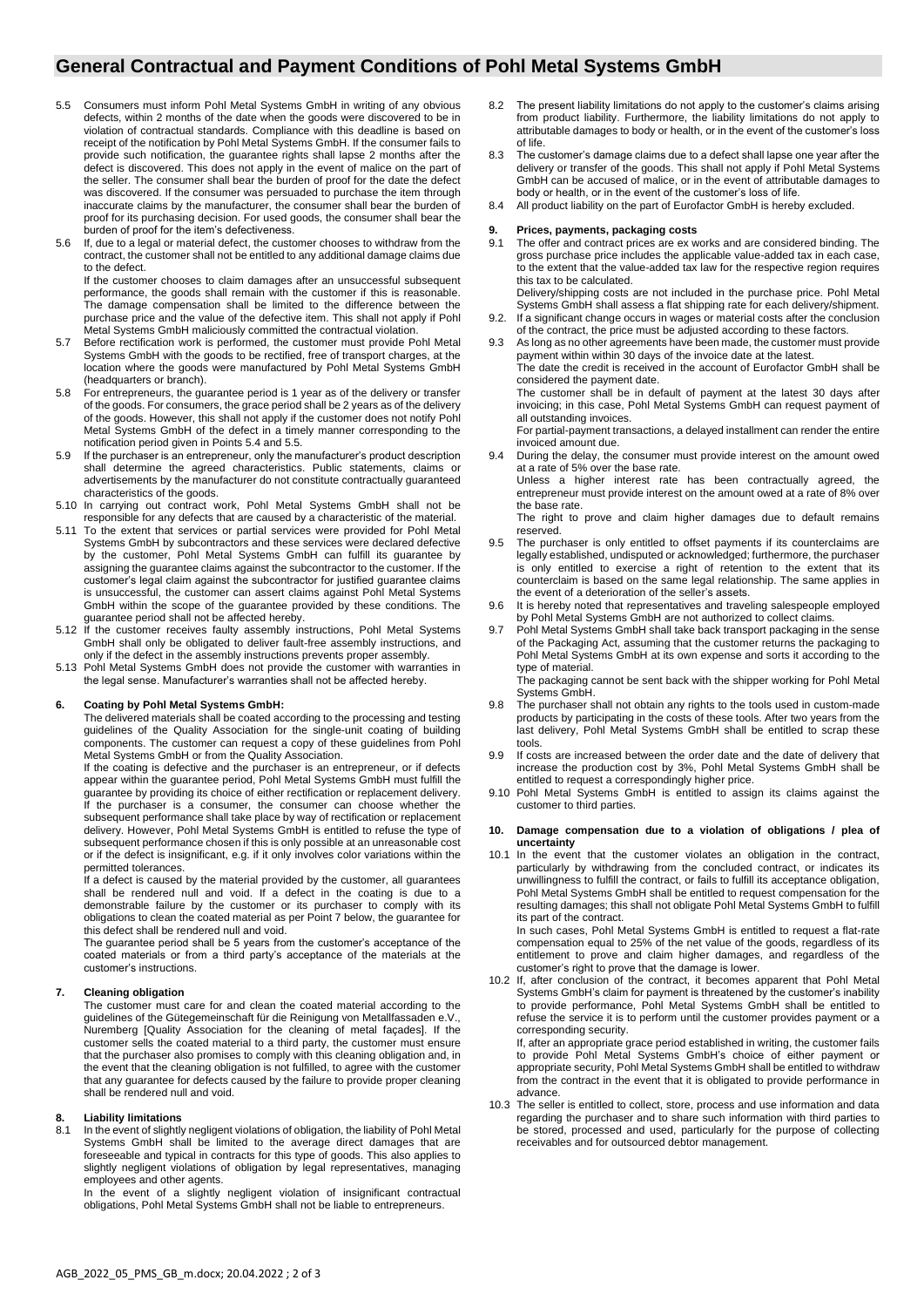# General Contractual and Payment Conditions of Pohl Metal Systems GmbH

5.5 Consumers must inform Pohl Metal Systems GmbH in writing of any obvious defects, within 2 months of the date when the goods were discovered to be in violation of contractual standards. Compliance with this deadline is based on receipt of the notification by Pohl Metal Systems GmbH. If the consumer fails to provide such notification, the guarantee rights shall lapse 2 months after the defect is discovered. This does not apply in the event of malice on the part of the seller. The consumer shall bear the burden of proof for the date the defect was discovered. If the consumer was persuaded to purchase the item through inaccurate claims by the manufacturer, the consumer shall bear the burden of proof for its purchasing decision. For used goods, the consumer shall bear the burden of proof for the item's defectiveness.

5.6 If, due to a legal or material defect, the customer chooses to withdraw from the contract, the customer shall not be entitled to any additional damage claims due to the defect.
If the customer chooses to claim damages after an unsuccessful subsequent performance, the goods shall remain with the customer if this is reasonable. The damage compensation shall be limited to the difference between the purchase price and the value of the defective item. This shall not apply if Pohl Metal Systems GmbH maliciously committed the contractual violation.

5.7 Before rectification work is performed, the customer must provide Pohl Metal Systems GmbH with the goods to be rectified, free of transport charges, at the location where the goods were manufactured by Pohl Metal Systems GmbH (headquarters or branch).

5.8 For entrepreneurs, the guarantee period is 1 year as of the delivery or transfer of the goods. For consumers, the grace period shall be 2 years as of the delivery of the goods. However, this shall not apply if the customer does not notify Pohl Metal Systems GmbH of the defect in a timely manner corresponding to the notification period given in Points 5.4 and 5.5.

5.9 If the purchaser is an entrepreneur, only the manufacturer's product description shall determine the agreed characteristics. Public statements, claims or advertisements by the manufacturer do not constitute contractually guaranteed characteristics of the goods.

5.10 In carrying out contract work, Pohl Metal Systems GmbH shall not be responsible for any defects that are caused by a characteristic of the material.

5.11 To the extent that services or partial services were provided for Pohl Metal Systems GmbH by subcontractors and these services were declared defective by the customer, Pohl Metal Systems GmbH can fulfill its guarantee by assigning the guarantee claims against the subcontractor to the customer. If the customer's legal claim against the subcontractor for justified guarantee claims is unsuccessful, the customer can assert claims against Pohl Metal Systems GmbH within the scope of the guarantee provided by these conditions. The guarantee period shall not be affected hereby.

5.12 If the customer receives faulty assembly instructions, Pohl Metal Systems GmbH shall only be obligated to deliver fault-free assembly instructions, and only if the defect in the assembly instructions prevents proper assembly.

5.13 Pohl Metal Systems GmbH does not provide the customer with warranties in the legal sense. Manufacturer's warranties shall not be affected hereby.

## 6. Coating by Pohl Metal Systems GmbH:

The delivered materials shall be coated according to the processing and testing guidelines of the Quality Association for the single-unit coating of building components. The customer can request a copy of these guidelines from Pohl Metal Systems GmbH or from the Quality Association.

If the coating is defective and the purchaser is an entrepreneur, or if defects appear within the guarantee period, Pohl Metal Systems GmbH must fulfill the guarantee by providing its choice of either rectification or replacement delivery. If the purchaser is a consumer, the consumer can choose whether the subsequent performance shall take place by way of rectification or replacement delivery. However, Pohl Metal Systems GmbH is entitled to refuse the type of subsequent performance chosen if this is only possible at an unreasonable cost or if the defect is insignificant, e.g. if it only involves color variations within the permitted tolerances.

If a defect is caused by the material provided by the customer, all guarantees shall be rendered null and void. If a defect in the coating is due to a demonstrable failure by the customer or its purchaser to comply with its obligations to clean the coated material as per Point 7 below, the guarantee for this defect shall be rendered null and void.

The guarantee period shall be 5 years from the customer's acceptance of the coated materials or from a third party's acceptance of the materials at the customer's instructions.

## 7. Cleaning obligation

The customer must care for and clean the coated material according to the guidelines of the Gütegemeinschaft für die Reinigung von Metallfassaden e.V., Nuremberg [Quality Association for the cleaning of metal façades]. If the customer sells the coated material to a third party, the customer must ensure that the purchaser also promises to comply with this cleaning obligation and, in the event that the cleaning obligation is not fulfilled, to agree with the customer that any guarantee for defects caused by the failure to provide proper cleaning shall be rendered null and void.

## 8. Liability limitations

8.1 In the event of slightly negligent violations of obligation, the liability of Pohl Metal Systems GmbH shall be limited to the average direct damages that are foreseeable and typical in contracts for this type of goods. This also applies to slightly negligent violations of obligation by legal representatives, managing employees and other agents.
In the event of a slightly negligent violation of insignificant contractual obligations, Pohl Metal Systems GmbH shall not be liable to entrepreneurs.

8.2 The present liability limitations do not apply to the customer's claims arising from product liability. Furthermore, the liability limitations do not apply to attributable damages to body or health, or in the event of the customer's loss of life.

8.3 The customer's damage claims due to a defect shall lapse one year after the delivery or transfer of the goods. This shall not apply if Pohl Metal Systems GmbH can be accused of malice, or in the event of attributable damages to body or health, or in the event of the customer's loss of life.

8.4 All product liability on the part of Eurofactor GmbH is hereby excluded.

## 9. Prices, payments, packaging costs

9.1 The offer and contract prices are ex works and are considered binding. The gross purchase price includes the applicable value-added tax in each case, to the extent that the value-added tax law for the respective region requires this tax to be calculated.
Delivery/shipping costs are not included in the purchase price. Pohl Metal Systems GmbH shall assess a flat shipping rate for each delivery/shipment.

9.2. If a significant change occurs in wages or material costs after the conclusion of the contract, the price must be adjusted according to these factors.

9.3 As long as no other agreements have been made, the customer must provide payment within within 30 days of the invoice date at the latest.
The date the credit is received in the account of Eurofactor GmbH shall be considered the payment date.
The customer shall be in default of payment at the latest 30 days after invoicing; in this case, Pohl Metal Systems GmbH can request payment of all outstanding invoices.
For partial-payment transactions, a delayed installment can render the entire invoiced amount due.

9.4 During the delay, the consumer must provide interest on the amount owed at a rate of 5% over the base rate.
Unless a higher interest rate has been contractually agreed, the entrepreneur must provide interest on the amount owed at a rate of 8% over the base rate.
The right to prove and claim higher damages due to default remains reserved.

9.5 The purchaser is only entitled to offset payments if its counterclaims are legally established, undisputed or acknowledged; furthermore, the purchaser is only entitled to exercise a right of retention to the extent that its counterclaim is based on the same legal relationship. The same applies in the event of a deterioration of the seller's assets.

9.6 It is hereby noted that representatives and traveling salespeople employed by Pohl Metal Systems GmbH are not authorized to collect claims.

9.7 Pohl Metal Systems GmbH shall take back transport packaging in the sense of the Packaging Act, assuming that the customer returns the packaging to Pohl Metal Systems GmbH at its own expense and sorts it according to the type of material.
The packaging cannot be sent back with the shipper working for Pohl Metal Systems GmbH.

9.8 The purchaser shall not obtain any rights to the tools used in custom-made products by participating in the costs of these tools. After two years from the last delivery, Pohl Metal Systems GmbH shall be entitled to scrap these tools.

9.9 If costs are increased between the order date and the date of delivery that increase the production cost by 3%, Pohl Metal Systems GmbH shall be entitled to request a correspondingly higher price.

9.10 Pohl Metal Systems GmbH is entitled to assign its claims against the customer to third parties.

## 10. Damage compensation due to a violation of obligations / plea of uncertainty

10.1 In the event that the customer violates an obligation in the contract, particularly by withdrawing from the concluded contract, or indicates its unwillingness to fulfill the contract, or fails to fulfill its acceptance obligation, Pohl Metal Systems GmbH shall be entitled to request compensation for the resulting damages; this shall not obligate Pohl Metal Systems GmbH to fulfill its part of the contract.
In such cases, Pohl Metal Systems GmbH is entitled to request a flat-rate compensation equal to 25% of the net value of the goods, regardless of its entitlement to prove and claim higher damages, and regardless of the customer's right to prove that the damage is lower.

10.2 If, after conclusion of the contract, it becomes apparent that Pohl Metal Systems GmbH's claim for payment is threatened by the customer's inability to provide performance, Pohl Metal Systems GmbH shall be entitled to refuse the service it is to perform until the customer provides payment or a corresponding security.
If, after an appropriate grace period established in writing, the customer fails to provide Pohl Metal Systems GmbH's choice of either payment or appropriate security, Pohl Metal Systems GmbH shall be entitled to withdraw from the contract in the event that it is obligated to provide performance in advance.

10.3 The seller is entitled to collect, store, process and use information and data regarding the purchaser and to share such information with third parties to be stored, processed and used, particularly for the purpose of collecting receivables and for outsourced debtor management.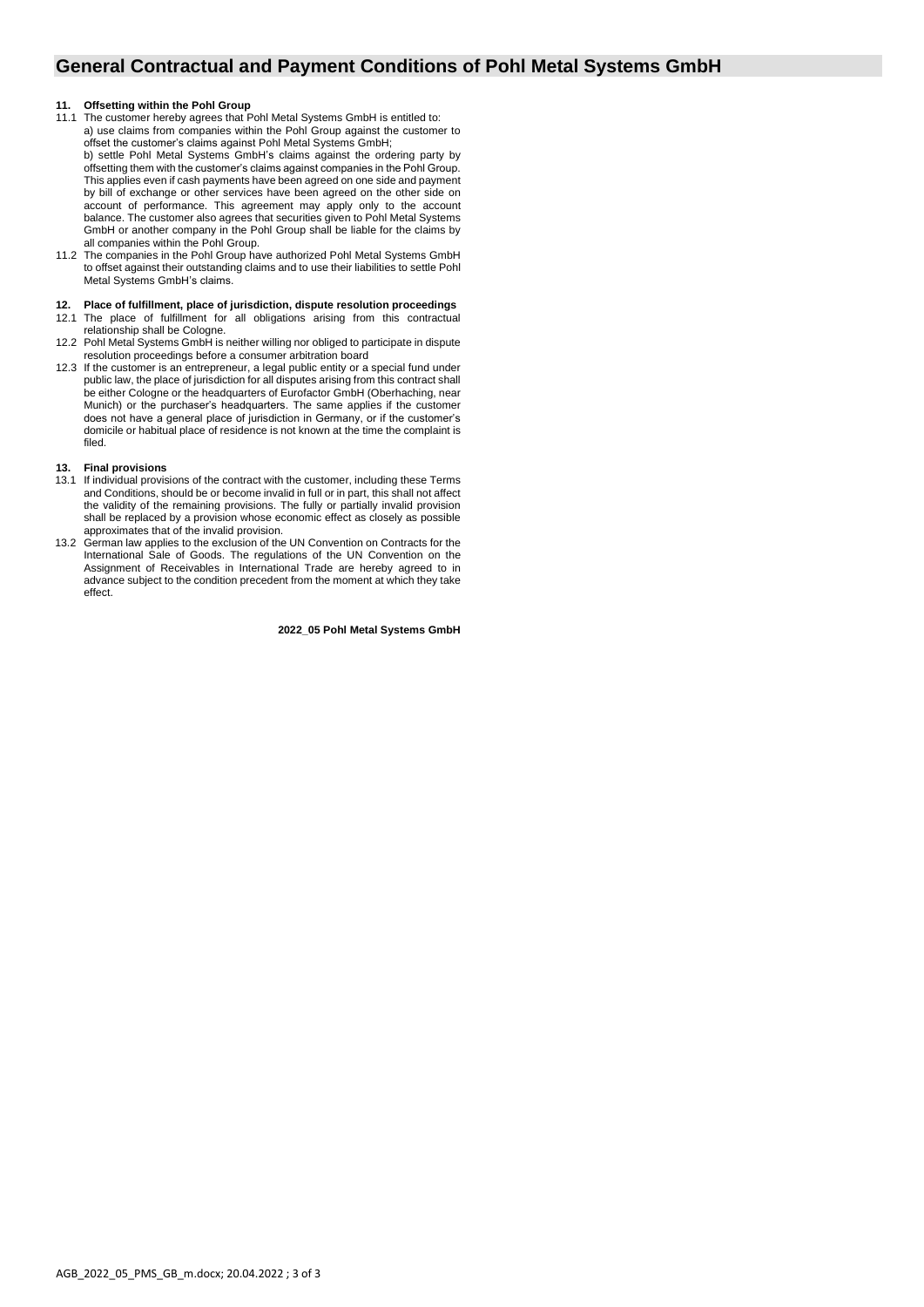# General Contractual and Payment Conditions of Pohl Metal Systems GmbH

**11. Offsetting within the Pohl Group**

11.1 The customer hereby agrees that Pohl Metal Systems GmbH is entitled to:
a) use claims from companies within the Pohl Group against the customer to offset the customer's claims against Pohl Metal Systems GmbH;
b) settle Pohl Metal Systems GmbH's claims against the ordering party by offsetting them with the customer's claims against companies in the Pohl Group. This applies even if cash payments have been agreed on one side and payment by bill of exchange or other services have been agreed on the other side on account of performance. This agreement may apply only to the account balance. The customer also agrees that securities given to Pohl Metal Systems GmbH or another company in the Pohl Group shall be liable for the claims by all companies within the Pohl Group.

11.2 The companies in the Pohl Group have authorized Pohl Metal Systems GmbH to offset against their outstanding claims and to use their liabilities to settle Pohl Metal Systems GmbH's claims.

**12. Place of fulfillment, place of jurisdiction, dispute resolution proceedings**

12.1 The place of fulfillment for all obligations arising from this contractual relationship shall be Cologne.

12.2 Pohl Metal Systems GmbH is neither willing nor obliged to participate in dispute resolution proceedings before a consumer arbitration board

12.3 If the customer is an entrepreneur, a legal public entity or a special fund under public law, the place of jurisdiction for all disputes arising from this contract shall be either Cologne or the headquarters of Eurofactor GmbH (Oberhaching, near Munich) or the purchaser's headquarters. The same applies if the customer does not have a general place of jurisdiction in Germany, or if the customer's domicile or habitual place of residence is not known at the time the complaint is filed.

**13. Final provisions**

13.1 If individual provisions of the contract with the customer, including these Terms and Conditions, should be or become invalid in full or in part, this shall not affect the validity of the remaining provisions. The fully or partially invalid provision shall be replaced by a provision whose economic effect as closely as possible approximates that of the invalid provision.

13.2 German law applies to the exclusion of the UN Convention on Contracts for the International Sale of Goods. The regulations of the UN Convention on the Assignment of Receivables in International Trade are hereby agreed to in advance subject to the condition precedent from the moment at which they take effect.

**2022_05 Pohl Metal Systems GmbH**